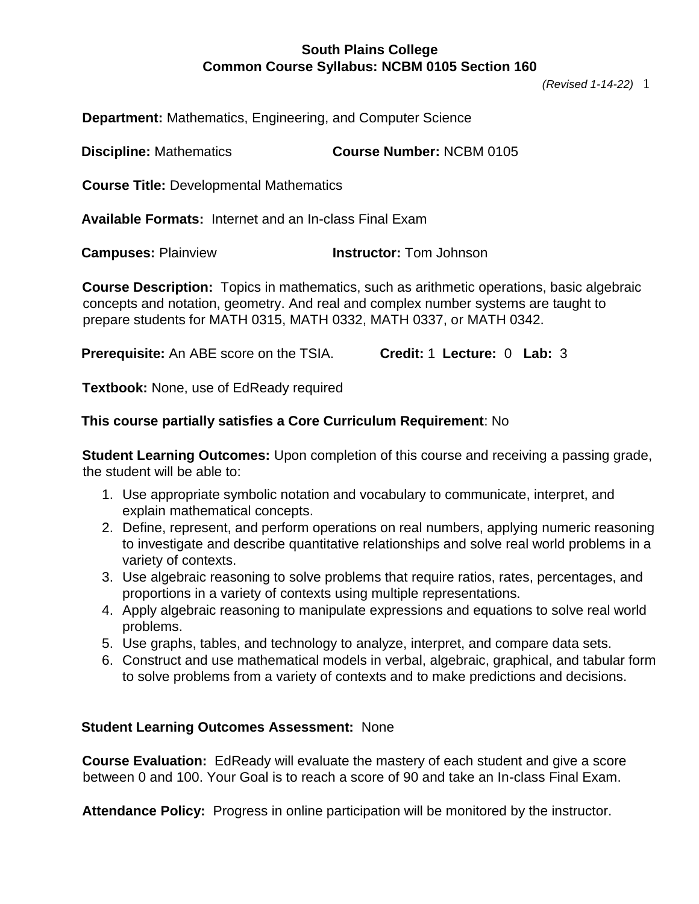**South Plains College**
**Common Course Syllabus: NCBM 0105 Section 160**

*(Revised 1-14-22)*

**Department:** Mathematics, Engineering, and Computer Science

**Discipline:** Mathematics **Course Number:** NCBM 0105

**Course Title:** Developmental Mathematics

**Available Formats:** Internet and an In-class Final Exam

**Campuses:** Plainview **Instructor:** Tom Johnson

**Course Description:** Topics in mathematics, such as arithmetic operations, basic algebraic concepts and notation, geometry. And real and complex number systems are taught to prepare students for MATH 0315, MATH 0332, MATH 0337, or MATH 0342.

**Prerequisite:** An ABE score on the TSIA. **Credit:** 1 **Lecture:** 0 **Lab:** 3

**Textbook:** None, use of EdReady required

**This course partially satisfies a Core Curriculum Requirement**: No

**Student Learning Outcomes:** Upon completion of this course and receiving a passing grade, the student will be able to:

1. Use appropriate symbolic notation and vocabulary to communicate, interpret, and explain mathematical concepts.
2. Define, represent, and perform operations on real numbers, applying numeric reasoning to investigate and describe quantitative relationships and solve real world problems in a variety of contexts.
3. Use algebraic reasoning to solve problems that require ratios, rates, percentages, and proportions in a variety of contexts using multiple representations.
4. Apply algebraic reasoning to manipulate expressions and equations to solve real world problems.
5. Use graphs, tables, and technology to analyze, interpret, and compare data sets.
6. Construct and use mathematical models in verbal, algebraic, graphical, and tabular form to solve problems from a variety of contexts and to make predictions and decisions.

**Student Learning Outcomes Assessment:** None

**Course Evaluation:** EdReady will evaluate the mastery of each student and give a score between 0 and 100. Your Goal is to reach a score of 90 and take an In-class Final Exam.

**Attendance Policy:** Progress in online participation will be monitored by the instructor.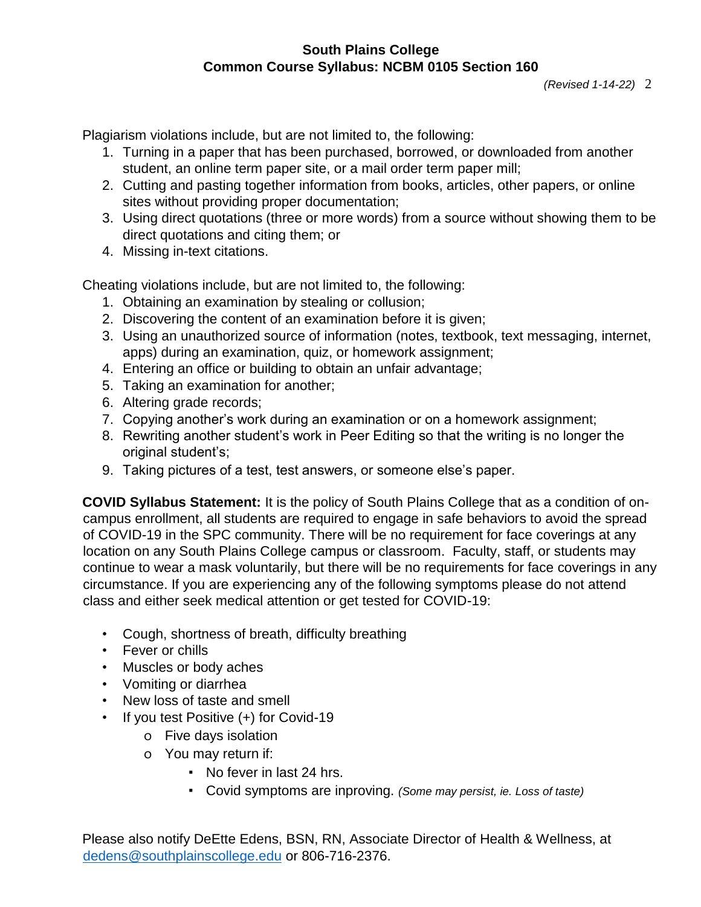Plagiarism violations include, but are not limited to, the following:

1. Turning in a paper that has been purchased, borrowed, or downloaded from another student, an online term paper site, or a mail order term paper mill;
2. Cutting and pasting together information from books, articles, other papers, or online sites without providing proper documentation;
3. Using direct quotations (three or more words) from a source without showing them to be direct quotations and citing them; or
4. Missing in-text citations.

Cheating violations include, but are not limited to, the following:

1. Obtaining an examination by stealing or collusion;
2. Discovering the content of an examination before it is given;
3. Using an unauthorized source of information (notes, textbook, text messaging, internet, apps) during an examination, quiz, or homework assignment;
4. Entering an office or building to obtain an unfair advantage;
5. Taking an examination for another;
6. Altering grade records;
7. Copying another's work during an examination or on a homework assignment;
8. Rewriting another student's work in Peer Editing so that the writing is no longer the original student's;
9. Taking pictures of a test, test answers, or someone else's paper.

**COVID Syllabus Statement:** It is the policy of South Plains College that as a condition of on-campus enrollment, all students are required to engage in safe behaviors to avoid the spread of COVID-19 in the SPC community. There will be no requirement for face coverings at any location on any South Plains College campus or classroom. Faculty, staff, or students may continue to wear a mask voluntarily, but there will be no requirements for face coverings in any circumstance. If you are experiencing any of the following symptoms please do not attend class and either seek medical attention or get tested for COVID-19:

- Cough, shortness of breath, difficulty breathing
- Fever or chills
- Muscles or body aches
- Vomiting or diarrhea
- New loss of taste and smell
- If you test Positive (+) for Covid-19
  - Five days isolation
  - You may return if:
    - No fever in last 24 hrs.
    - Covid symptoms are inproving. *(Some may persist, ie. Loss of taste)*

Please also notify DeEtte Edens, BSN, RN, Associate Director of Health & Wellness, at dedens@southplainscollege.edu or 806-716-2376.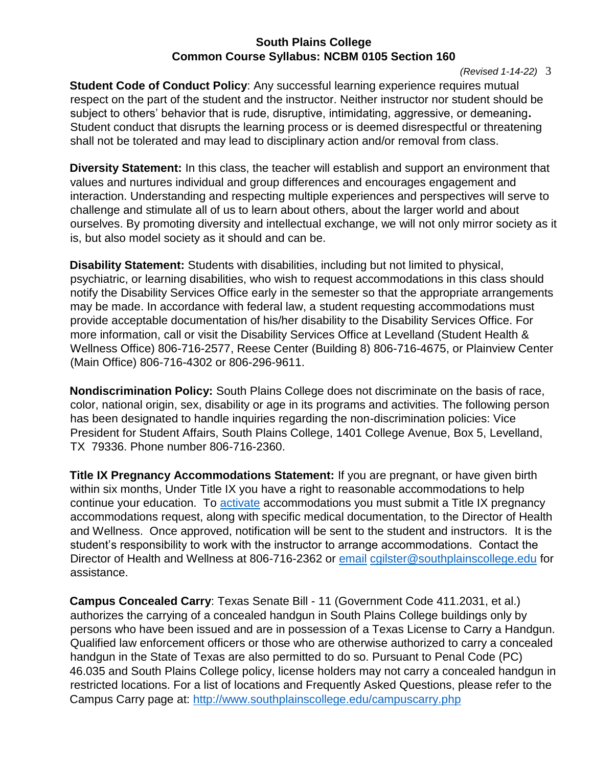**Student Code of Conduct Policy**: Any successful learning experience requires mutual respect on the part of the student and the instructor. Neither instructor nor student should be subject to others' behavior that is rude, disruptive, intimidating, aggressive, or demeaning**.** Student conduct that disrupts the learning process or is deemed disrespectful or threatening shall not be tolerated and may lead to disciplinary action and/or removal from class.

**Diversity Statement:** In this class, the teacher will establish and support an environment that values and nurtures individual and group differences and encourages engagement and interaction. Understanding and respecting multiple experiences and perspectives will serve to challenge and stimulate all of us to learn about others, about the larger world and about ourselves. By promoting diversity and intellectual exchange, we will not only mirror society as it is, but also model society as it should and can be.

**Disability Statement:** Students with disabilities, including but not limited to physical, psychiatric, or learning disabilities, who wish to request accommodations in this class should notify the Disability Services Office early in the semester so that the appropriate arrangements may be made. In accordance with federal law, a student requesting accommodations must provide acceptable documentation of his/her disability to the Disability Services Office. For more information, call or visit the Disability Services Office at Levelland (Student Health & Wellness Office) 806-716-2577, Reese Center (Building 8) 806-716-4675, or Plainview Center (Main Office) 806-716-4302 or 806-296-9611.

**Nondiscrimination Policy:** South Plains College does not discriminate on the basis of race, color, national origin, sex, disability or age in its programs and activities. The following person has been designated to handle inquiries regarding the non-discrimination policies: Vice President for Student Affairs, South Plains College, 1401 College Avenue, Box 5, Levelland, TX 79336. Phone number 806-716-2360.

**Title IX Pregnancy Accommodations Statement:** If you are pregnant, or have given birth within six months, Under Title IX you have a right to reasonable accommodations to help continue your education. To activate accommodations you must submit a Title IX pregnancy accommodations request, along with specific medical documentation, to the Director of Health and Wellness. Once approved, notification will be sent to the student and instructors. It is the student's responsibility to work with the instructor to arrange accommodations. Contact the Director of Health and Wellness at 806-716-2362 or email cgilster@southplainscollege.edu for assistance.

**Campus Concealed Carry**: Texas Senate Bill - 11 (Government Code 411.2031, et al.) authorizes the carrying of a concealed handgun in South Plains College buildings only by persons who have been issued and are in possession of a Texas License to Carry a Handgun. Qualified law enforcement officers or those who are otherwise authorized to carry a concealed handgun in the State of Texas are also permitted to do so. Pursuant to Penal Code (PC) 46.035 and South Plains College policy, license holders may not carry a concealed handgun in restricted locations. For a list of locations and Frequently Asked Questions, please refer to the Campus Carry page at: http://www.southplainscollege.edu/campuscarry.php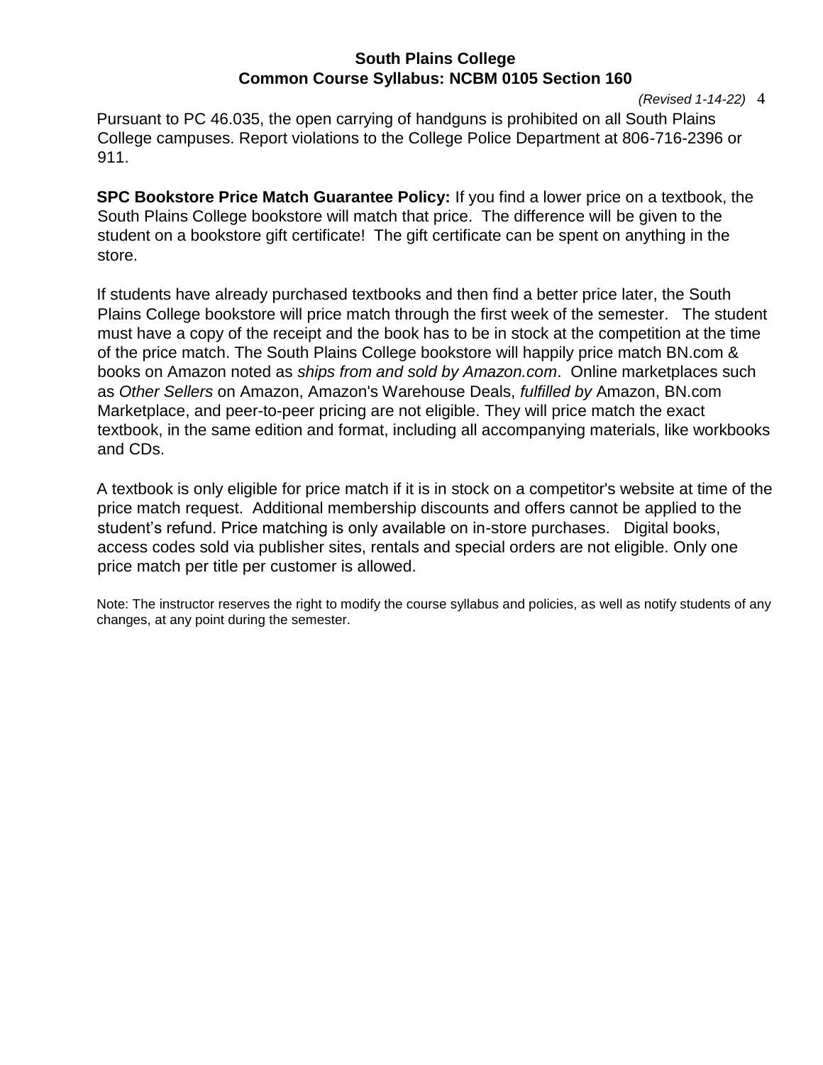Pursuant to PC 46.035, the open carrying of handguns is prohibited on all South Plains College campuses. Report violations to the College Police Department at 806-716-2396 or 911.

**SPC Bookstore Price Match Guarantee Policy:** If you find a lower price on a textbook, the South Plains College bookstore will match that price. The difference will be given to the student on a bookstore gift certificate! The gift certificate can be spent on anything in the store.

If students have already purchased textbooks and then find a better price later, the South Plains College bookstore will price match through the first week of the semester. The student must have a copy of the receipt and the book has to be in stock at the competition at the time of the price match. The South Plains College bookstore will happily price match BN.com & books on Amazon noted as *ships from and sold by Amazon.com*. Online marketplaces such as *Other Sellers* on Amazon, Amazon's Warehouse Deals, *fulfilled by* Amazon, BN.com Marketplace, and peer-to-peer pricing are not eligible. They will price match the exact textbook, in the same edition and format, including all accompanying materials, like workbooks and CDs.

A textbook is only eligible for price match if it is in stock on a competitor's website at time of the price match request. Additional membership discounts and offers cannot be applied to the student's refund. Price matching is only available on in-store purchases. Digital books, access codes sold via publisher sites, rentals and special orders are not eligible. Only one price match per title per customer is allowed.

Note: The instructor reserves the right to modify the course syllabus and policies, as well as notify students of any changes, at any point during the semester.